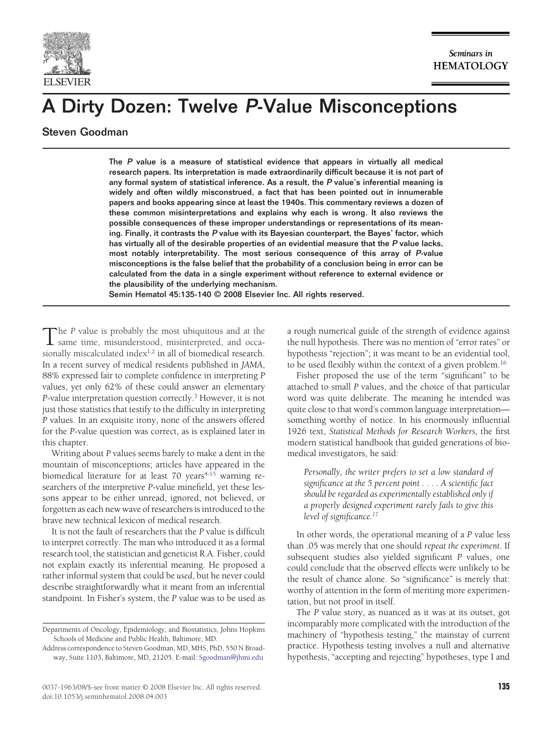# A Dirty Dozen: Twelve *P*-Value Misconceptions

**Steven Goodman**

**The *P* value is a measure of statistical evidence that appears in virtually all medical research papers. Its interpretation is made extraordinarily difficult because it is not part of any formal system of statistical inference. As a result, the *P* value's inferential meaning is widely and often wildly misconstrued, a fact that has been pointed out in innumerable papers and books appearing since at least the 1940s. This commentary reviews a dozen of these common misinterpretations and explains why each is wrong. It also reviews the possible consequences of these improper understandings or representations of its meaning. Finally, it contrasts the *P* value with its Bayesian counterpart, the Bayes' factor, which has virtually all of the desirable properties of an evidential measure that the *P* value lacks, most notably interpretability. The most serious consequence of this array of *P*-value misconceptions is the false belief that the probability of a conclusion being in error can be calculated from the data in a single experiment without reference to external evidence or the plausibility of the underlying mechanism.**

**Semin Hematol 45:135-140 © 2008 Elsevier Inc. All rights reserved.**

The *P* value is probably the most ubiquitous and at the same time, misunderstood, misinterpreted, and occasionally miscalculated index[1,2] in all of biomedical research. In a recent survey of medical residents published in *JAMA*, 88% expressed fair to complete confidence in interpreting *P* values, yet only 62% of these could answer an elementary *P*-value interpretation question correctly.[3] However, it is not just those statistics that testify to the difficulty in interpreting *P* values. In an exquisite irony, none of the answers offered for the *P*-value question was correct, as is explained later in this chapter.

Writing about *P* values seems barely to make a dent in the mountain of misconceptions; articles have appeared in the biomedical literature for at least 70 years[4-15] warning researchers of the interpretive *P*-value minefield, yet these lessons appear to be either unread, ignored, not believed, or forgotten as each new wave of researchers is introduced to the brave new technical lexicon of medical research.

It is not the fault of researchers that the *P* value is difficult to interpret correctly. The man who introduced it as a formal research tool, the statistician and geneticist R.A. Fisher, could not explain exactly its inferential meaning. He proposed a rather informal system that could be *used*, but he never could describe straightforwardly what it meant from an inferential standpoint. In Fisher's system, the *P* value was to be used as a rough numerical guide of the strength of evidence against the null hypothesis. There was no mention of "error rates" or hypothesis "rejection"; it was meant to be an evidential tool, to be used flexibly within the context of a given problem.[16]

Fisher proposed the use of the term "significant" to be attached to small *P* values, and the choice of that particular word was quite deliberate. The meaning he intended was quite close to that word's common language interpretation—something worthy of notice. In his enormously influential 1926 text, *Statistical Methods for Research Workers,* the first modern statistical handbook that guided generations of biomedical investigators, he said:

> *Personally, the writer prefers to set a low standard of significance at the 5 percent point . . . . A scientific fact should be regarded as experimentally established only if a properly designed experiment rarely fails to give this level of significance.*[17]

In other words, the operational meaning of a *P* value less than .05 was merely that one should *repeat the experiment*. If subsequent studies also yielded significant *P* values, one could conclude that the observed effects were unlikely to be the result of chance alone. So "significance" is merely that: worthy of attention in the form of meriting more experimentation, but not proof in itself.

The *P* value story, as nuanced as it was at its outset, got incomparably more complicated with the introduction of the machinery of "hypothesis testing," the mainstay of current practice. Hypothesis testing involves a null and alternative hypothesis, "accepting and rejecting" hypotheses, type I and

Departments of Oncology, Epidemiology, and Biostatistics, Johns Hopkins Schools of Medicine and Public Health, Baltimore, MD.

Address correspondence to Steven Goodman, MD, MHS, PhD, 550 N Broadway, Suite 1103, Baltimore, MD, 21205. E-mail: Sgoodman@jhmi.edu

0037-1963/08/$-see front matter © 2008 Elsevier Inc. All rights reserved.
doi:10.1053/j.seminhematol.2008.04.003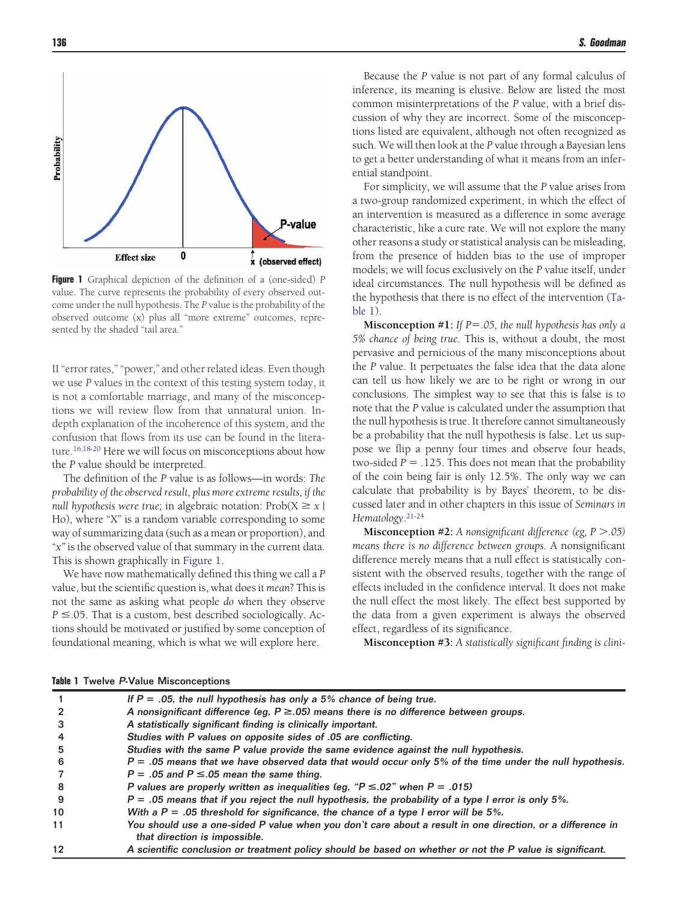Probability

P-value

Effect size

0

x (observed effect)

**Figure 1** Graphical depiction of the definition of a (one-sided) *P* value. The curve represents the probability of every observed outcome under the null hypothesis. The *P* value is the probability of the observed outcome (x) plus all "more extreme" outcomes, represented by the shaded "tail area."

II "error rates," "power," and other related ideas. Even though we use *P* values in the context of this testing system today, it is not a comfortable marriage, and many of the misconceptions we will review flow from that unnatural union. In-depth explanation of the incoherence of this system, and the confusion that flows from its use can be found in the literature.[16,18-20] Here we will focus on misconceptions about how the *P* value should be interpreted.

The definition of the *P* value is as follows—in words: *The probability of the observed result, plus more extreme results, if the null hypothesis were true;* in algebraic notation: $\text{Prob}(X \geq x \mid \text{Ho})$, where "X" is a random variable corresponding to some way of summarizing data (such as a mean or proportion), and "*x*" is the observed value of that summary in the current data. This is shown graphically in Figure 1.

We have now mathematically defined this thing we call a *P* value, but the scientific question is, what does it *mean*? This is not the same as asking what people *do* when they observe $P \leq .05$. That is a custom, best described sociologically. Actions should be motivated or justified by some conception of foundational meaning, which is what we will explore here.

Because the *P* value is not part of any formal calculus of inference, its meaning is elusive. Below are listed the most common misinterpretations of the *P* value, with a brief discussion of why they are incorrect. Some of the misconceptions listed are equivalent, although not often recognized as such. We will then look at the *P* value through a Bayesian lens to get a better understanding of what it means from an inferential standpoint.

For simplicity, we will assume that the *P* value arises from a two-group randomized experiment, in which the effect of an intervention is measured as a difference in some average characteristic, like a cure rate. We will not explore the many other reasons a study or statistical analysis can be misleading, from the presence of hidden bias to the use of improper models; we will focus exclusively on the *P* value itself, under ideal circumstances. The null hypothesis will be defined as the hypothesis that there is no effect of the intervention (Table 1).

**Misconception #1:** *If P=.05, the null hypothesis has only a 5% chance of being true.* This is, without a doubt, the most pervasive and pernicious of the many misconceptions about the *P* value. It perpetuates the false idea that the data alone can tell us how likely we are to be right or wrong in our conclusions. The simplest way to see that this is false is to note that the *P* value is calculated under the assumption that the null hypothesis is true. It therefore cannot simultaneously be a probability that the null hypothesis is false. Let us suppose we flip a penny four times and observe four heads, two-sided $P = .125$. This does not mean that the probability of the coin being fair is only 12.5%. The only way we can calculate that probability is by Bayes' theorem, to be discussed later and in other chapters in this issue of *Seminars in Hematology*.[21-24]

**Misconception #2:** *A nonsignificant difference (eg, P >.05) means there is no difference between groups.* A nonsignificant difference merely means that a null effect is statistically consistent with the observed results, together with the range of effects included in the confidence interval. It does not make the null effect the most likely. The effect best supported by the data from a given experiment is always the observed effect, regardless of its significance.

**Misconception #3:** *A statistically significant finding is clini-*

**Table 1** Twelve *P*-Value Misconceptions

| | |
|---|---|
| 1 | *If P = .05, the null hypothesis has only a 5% chance of being true.* |
| 2 | *A nonsignificant difference (eg, P ≥.05) means there is no difference between groups.* |
| 3 | *A statistically significant finding is clinically important.* |
| 4 | *Studies with P values on opposite sides of .05 are conflicting.* |
| 5 | *Studies with the same P value provide the same evidence against the null hypothesis.* |
| 6 | *P = .05 means that we have observed data that would occur only 5% of the time under the null hypothesis.* |
| 7 | *P = .05 and P ≤.05 mean the same thing.* |
| 8 | *P values are properly written as inequalities (eg, "P ≤.02" when P = .015)* |
| 9 | *P = .05 means that if you reject the null hypothesis, the probability of a type I error is only 5%.* |
| 10 | *With a P = .05 threshold for significance, the chance of a type I error will be 5%.* |
| 11 | *You should use a one-sided P value when you don't care about a result in one direction, or a difference in that direction is impossible.* |
| 12 | *A scientific conclusion or treatment policy should be based on whether or not the P value is significant.* |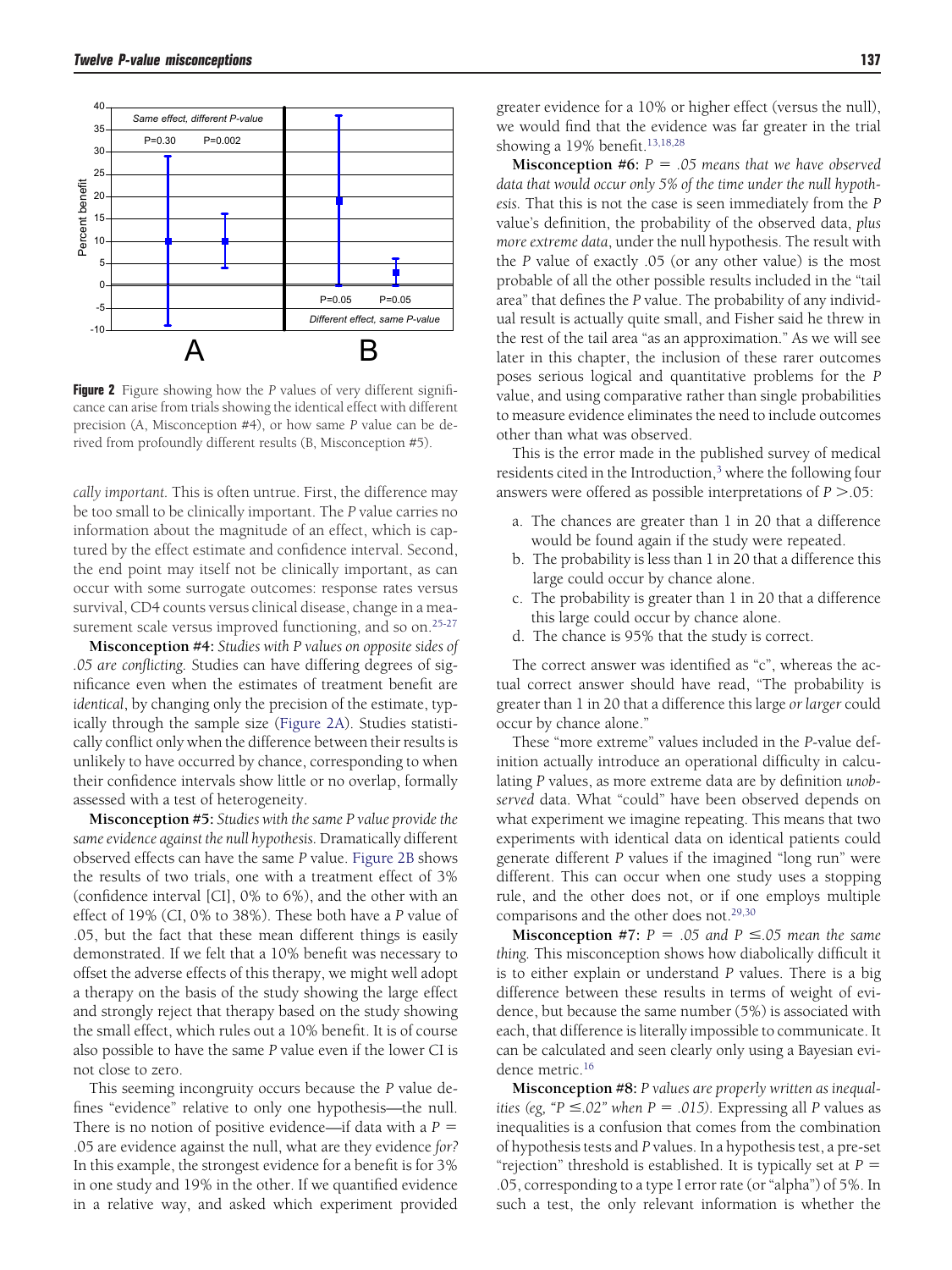**Figure 2** Figure showing how the *P* values of very different significance can arise from trials showing the identical effect with different precision (A, Misconception #4), or how same *P* value can be derived from profoundly different results (B, Misconception #5).

*cally important.* This is often untrue. First, the difference may be too small to be clinically important. The *P* value carries no information about the magnitude of an effect, which is captured by the effect estimate and confidence interval. Second, the end point may itself not be clinically important, as can occur with some surrogate outcomes: response rates versus survival, CD4 counts versus clinical disease, change in a measurement scale versus improved functioning, and so on.[25-27]

**Misconception #4:** *Studies with P values on opposite sides of .05 are conflicting.* Studies can have differing degrees of significance even when the estimates of treatment benefit are *identical*, by changing only the precision of the estimate, typically through the sample size (Figure 2A). Studies statistically conflict only when the difference between their results is unlikely to have occurred by chance, corresponding to when their confidence intervals show little or no overlap, formally assessed with a test of heterogeneity.

**Misconception #5:** *Studies with the same P value provide the same evidence against the null hypothesis.* Dramatically different observed effects can have the same *P* value. Figure 2B shows the results of two trials, one with a treatment effect of 3% (confidence interval [CI], 0% to 6%), and the other with an effect of 19% (CI, 0% to 38%). These both have a *P* value of .05, but the fact that these mean different things is easily demonstrated. If we felt that a 10% benefit was necessary to offset the adverse effects of this therapy, we might well adopt a therapy on the basis of the study showing the large effect and strongly reject that therapy based on the study showing the small effect, which rules out a 10% benefit. It is of course also possible to have the same *P* value even if the lower CI is not close to zero.

This seeming incongruity occurs because the *P* value defines "evidence" relative to only one hypothesis—the null. There is no notion of positive evidence—if data with a $P = .05$ are evidence against the null, what are they evidence *for?* In this example, the strongest evidence for a benefit is for 3% in one study and 19% in the other. If we quantified evidence in a relative way, and asked which experiment provided greater evidence for a 10% or higher effect (versus the null), we would find that the evidence was far greater in the trial showing a 19% benefit.[13,18,28]

**Misconception #6:** *$P = .05$ means that we have observed data that would occur only 5% of the time under the null hypothesis.* That this is not the case is seen immediately from the *P* value's definition, the probability of the observed data, *plus more extreme data*, under the null hypothesis. The result with the *P* value of exactly .05 (or any other value) is the most probable of all the other possible results included in the "tail area" that defines the *P* value. The probability of any individual result is actually quite small, and Fisher said he threw in the rest of the tail area "as an approximation." As we will see later in this chapter, the inclusion of these rarer outcomes poses serious logical and quantitative problems for the *P* value, and using comparative rather than single probabilities to measure evidence eliminates the need to include outcomes other than what was observed.

This is the error made in the published survey of medical residents cited in the Introduction,[3] where the following four answers were offered as possible interpretations of $P > .05$:

a. The chances are greater than 1 in 20 that a difference would be found again if the study were repeated.
b. The probability is less than 1 in 20 that a difference this large could occur by chance alone.
c. The probability is greater than 1 in 20 that a difference this large could occur by chance alone.
d. The chance is 95% that the study is correct.

The correct answer was identified as "c", whereas the actual correct answer should have read, "The probability is greater than 1 in 20 that a difference this large *or larger* could occur by chance alone."

These "more extreme" values included in the *P*-value definition actually introduce an operational difficulty in calculating *P* values, as more extreme data are by definition *unobserved* data. What "could" have been observed depends on what experiment we imagine repeating. This means that two experiments with identical data on identical patients could generate different *P* values if the imagined "long run" were different. This can occur when one study uses a stopping rule, and the other does not, or if one employs multiple comparisons and the other does not.[29,30]

**Misconception #7:** *$P = .05$ and $P \leq .05$ mean the same thing.* This misconception shows how diabolically difficult it is to either explain or understand *P* values. There is a big difference between these results in terms of weight of evidence, but because the same number (5%) is associated with each, that difference is literally impossible to communicate. It can be calculated and seen clearly only using a Bayesian evidence metric.[16]

**Misconception #8:** *P values are properly written as inequalities (eg, "$P \leq .02$" when $P = .015$).* Expressing all *P* values as inequalities is a confusion that comes from the combination of hypothesis tests and *P* values. In a hypothesis test, a pre-set "rejection" threshold is established. It is typically set at $P = .05$, corresponding to a type I error rate (or "alpha") of 5%. In such a test, the only relevant information is whether the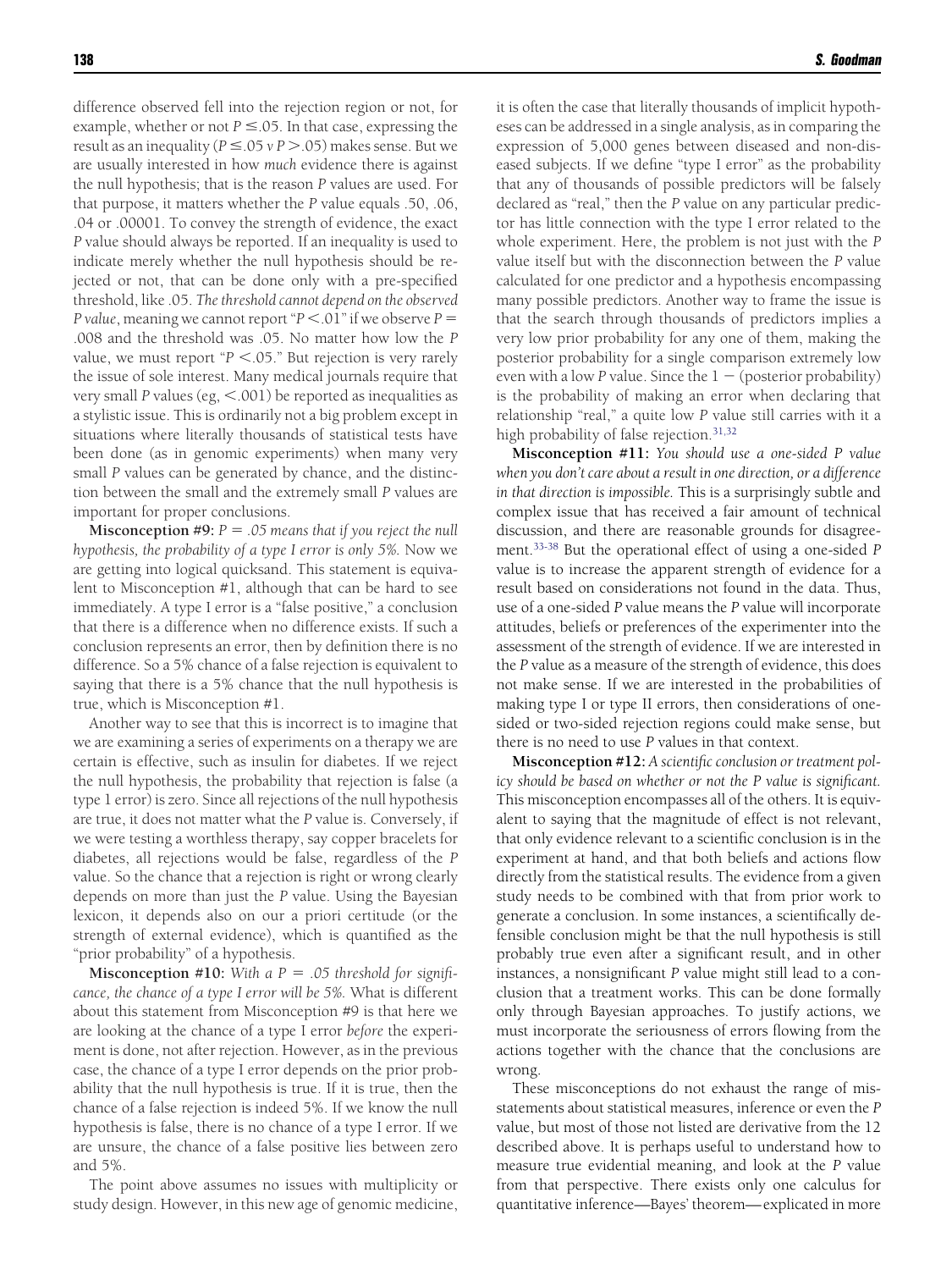difference observed fell into the rejection region or not, for example, whether or not $P \leq .05$. In that case, expressing the result as an inequality ($P \leq .05$ v $P > .05$) makes sense. But we are usually interested in how *much* evidence there is against the null hypothesis; that is the reason *P* values are used. For that purpose, it matters whether the *P* value equals .50, .06, .04 or .00001. To convey the strength of evidence, the exact *P* value should always be reported. If an inequality is used to indicate merely whether the null hypothesis should be rejected or not, that can be done only with a pre-specified threshold, like .05. *The threshold cannot depend on the observed P value*, meaning we cannot report "$P < .01$" if we observe $P = .008$ and the threshold was .05. No matter how low the *P* value, we must report "$P < .05$." But rejection is very rarely the issue of sole interest. Many medical journals require that very small *P* values (eg, $< .001$) be reported as inequalities as a stylistic issue. This is ordinarily not a big problem except in situations where literally thousands of statistical tests have been done (as in genomic experiments) when many very small *P* values can be generated by chance, and the distinction between the small and the extremely small *P* values are important for proper conclusions.

**Misconception #9:** *$P = .05$ means that if you reject the null hypothesis, the probability of a type I error is only 5%.* Now we are getting into logical quicksand. This statement is equivalent to Misconception #1, although that can be hard to see immediately. A type I error is a "false positive," a conclusion that there is a difference when no difference exists. If such a conclusion represents an error, then by definition there is no difference. So a 5% chance of a false rejection is equivalent to saying that there is a 5% chance that the null hypothesis is true, which is Misconception #1.

Another way to see that this is incorrect is to imagine that we are examining a series of experiments on a therapy we are certain is effective, such as insulin for diabetes. If we reject the null hypothesis, the probability that rejection is false (a type 1 error) is zero. Since all rejections of the null hypothesis are true, it does not matter what the *P* value is. Conversely, if we were testing a worthless therapy, say copper bracelets for diabetes, all rejections would be false, regardless of the *P* value. So the chance that a rejection is right or wrong clearly depends on more than just the *P* value. Using the Bayesian lexicon, it depends also on our a priori certitude (or the strength of external evidence), which is quantified as the "prior probability" of a hypothesis.

**Misconception #10:** *With a $P = .05$ threshold for significance, the chance of a type I error will be 5%.* What is different about this statement from Misconception #9 is that here we are looking at the chance of a type I error *before* the experiment is done, not after rejection. However, as in the previous case, the chance of a type I error depends on the prior probability that the null hypothesis is true. If it is true, then the chance of a false rejection is indeed 5%. If we know the null hypothesis is false, there is no chance of a type I error. If we are unsure, the chance of a false positive lies between zero and 5%.

The point above assumes no issues with multiplicity or study design. However, in this new age of genomic medicine, it is often the case that literally thousands of implicit hypotheses can be addressed in a single analysis, as in comparing the expression of 5,000 genes between diseased and non-diseased subjects. If we define "type I error" as the probability that any of thousands of possible predictors will be falsely declared as "real," then the *P* value on any particular predictor has little connection with the type I error related to the whole experiment. Here, the problem is not just with the *P* value itself but with the disconnection between the *P* value calculated for one predictor and a hypothesis encompassing many possible predictors. Another way to frame the issue is that the search through thousands of predictors implies a very low prior probability for any one of them, making the posterior probability for a single comparison extremely low even with a low *P* value. Since the $1 -$ (posterior probability) is the probability of making an error when declaring that relationship "real," a quite low *P* value still carries with it a high probability of false rejection.[31,32]

**Misconception #11:** *You should use a one-sided P value when you don't care about a result in one direction, or a difference in that direction is impossible.* This is a surprisingly subtle and complex issue that has received a fair amount of technical discussion, and there are reasonable grounds for disagreement.[33-38] But the operational effect of using a one-sided *P* value is to increase the apparent strength of evidence for a result based on considerations not found in the data. Thus, use of a one-sided *P* value means the *P* value will incorporate attitudes, beliefs or preferences of the experimenter into the assessment of the strength of evidence. If we are interested in the *P* value as a measure of the strength of evidence, this does not make sense. If we are interested in the probabilities of making type I or type II errors, then considerations of one-sided or two-sided rejection regions could make sense, but there is no need to use *P* values in that context.

**Misconception #12:** *A scientific conclusion or treatment policy should be based on whether or not the P value is significant.* This misconception encompasses all of the others. It is equivalent to saying that the magnitude of effect is not relevant, that only evidence relevant to a scientific conclusion is in the experiment at hand, and that both beliefs and actions flow directly from the statistical results. The evidence from a given study needs to be combined with that from prior work to generate a conclusion. In some instances, a scientifically defensible conclusion might be that the null hypothesis is still probably true even after a significant result, and in other instances, a nonsignificant *P* value might still lead to a conclusion that a treatment works. This can be done formally only through Bayesian approaches. To justify actions, we must incorporate the seriousness of errors flowing from the actions together with the chance that the conclusions are wrong.

These misconceptions do not exhaust the range of misstatements about statistical measures, inference or even the *P* value, but most of those not listed are derivative from the 12 described above. It is perhaps useful to understand how to measure true evidential meaning, and look at the *P* value from that perspective. There exists only one calculus for quantitative inference—Bayes' theorem—explicated in more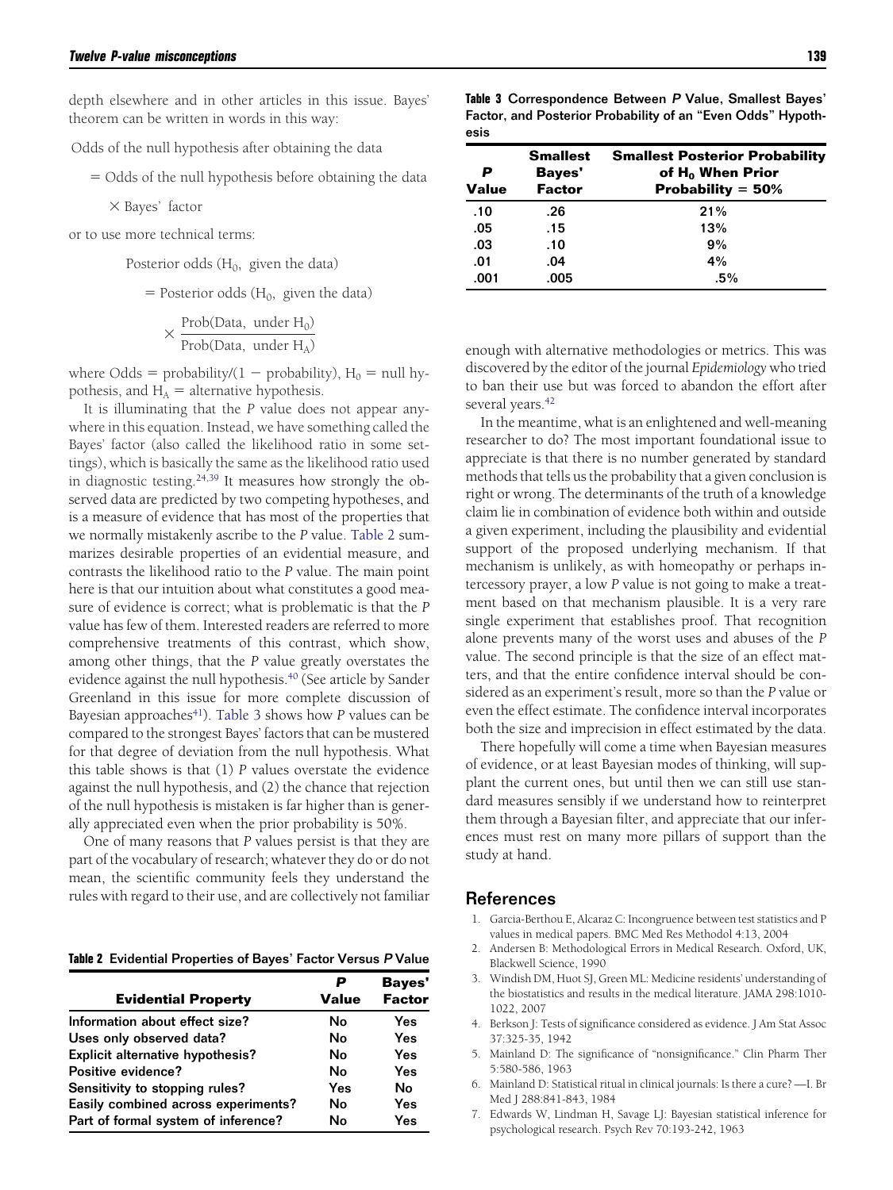depth elsewhere and in other articles in this issue. Bayes' theorem can be written in words in this way:

Odds of the null hypothesis after obtaining the data

= Odds of the null hypothesis before obtaining the data

× Bayes' factor

or to use more technical terms:

$$\text{Posterior odds } (H_0, \text{ given the data})$$

$$= \text{Posterior odds } (H_0, \text{ given the data})$$

$$\times \frac{\text{Prob(Data, under } H_0)}{\text{Prob(Data, under } H_A)}$$

where Odds = probability/(1 − probability), $H_0$ = null hypothesis, and $H_A$ = alternative hypothesis.

It is illuminating that the *P* value does not appear anywhere in this equation. Instead, we have something called the Bayes' factor (also called the likelihood ratio in some settings), which is basically the same as the likelihood ratio used in diagnostic testing.[24,39] It measures how strongly the observed data are predicted by two competing hypotheses, and is a measure of evidence that has most of the properties that we normally mistakenly ascribe to the *P* value. Table 2 summarizes desirable properties of an evidential measure, and contrasts the likelihood ratio to the *P* value. The main point here is that our intuition about what constitutes a good measure of evidence is correct; what is problematic is that the *P* value has few of them. Interested readers are referred to more comprehensive treatments of this contrast, which show, among other things, that the *P* value greatly overstates the evidence against the null hypothesis.[40] (See article by Sander Greenland in this issue for more complete discussion of Bayesian approaches[41]). Table 3 shows how *P* values can be compared to the strongest Bayes' factors that can be mustered for that degree of deviation from the null hypothesis. What this table shows is that (1) *P* values overstate the evidence against the null hypothesis, and (2) the chance that rejection of the null hypothesis is mistaken is far higher than is generally appreciated even when the prior probability is 50%.

One of many reasons that *P* values persist is that they are part of the vocabulary of research; whatever they do or do not mean, the scientific community feels they understand the rules with regard to their use, and are collectively not familiar enough with alternative methodologies or metrics. This was discovered by the editor of the journal *Epidemiology* who tried to ban their use but was forced to abandon the effort after several years.[42]

**Table 2 Evidential Properties of Bayes' Factor Versus *P* Value**

| Evidential Property | *P* Value | Bayes' Factor |
|---|---|---|
| Information about effect size? | No | Yes |
| Uses only observed data? | No | Yes |
| Explicit alternative hypothesis? | No | Yes |
| Positive evidence? | No | Yes |
| Sensitivity to stopping rules? | Yes | No |
| Easily combined across experiments? | No | Yes |
| Part of formal system of inference? | No | Yes |

**Table 3 Correspondence Between *P* Value, Smallest Bayes' Factor, and Posterior Probability of an "Even Odds" Hypothesis**

| *P* Value | Smallest Bayes' Factor | Smallest Posterior Probability of $H_0$ When Prior Probability = 50% |
|---|---|---|
| .10 | .26 | 21% |
| .05 | .15 | 13% |
| .03 | .10 | 9% |
| .01 | .04 | 4% |
| .001 | .005 | .5% |

In the meantime, what is an enlightened and well-meaning researcher to do? The most important foundational issue to appreciate is that there is no number generated by standard methods that tells us the probability that a given conclusion is right or wrong. The determinants of the truth of a knowledge claim lie in combination of evidence both within and outside a given experiment, including the plausibility and evidential support of the proposed underlying mechanism. If that mechanism is unlikely, as with homeopathy or perhaps intercessory prayer, a low *P* value is not going to make a treatment based on that mechanism plausible. It is a very rare single experiment that establishes proof. That recognition alone prevents many of the worst uses and abuses of the *P* value. The second principle is that the size of an effect matters, and that the entire confidence interval should be considered as an experiment's result, more so than the *P* value or even the effect estimate. The confidence interval incorporates both the size and imprecision in effect estimated by the data.

There hopefully will come a time when Bayesian measures of evidence, or at least Bayesian modes of thinking, will supplant the current ones, but until then we can still use standard measures sensibly if we understand how to reinterpret them through a Bayesian filter, and appreciate that our inferences must rest on many more pillars of support than the study at hand.

## References

1. Garcia-Berthou E, Alcaraz C: Incongruence between test statistics and P values in medical papers. BMC Med Res Methodol 4:13, 2004
2. Andersen B: Methodological Errors in Medical Research. Oxford, UK, Blackwell Science, 1990
3. Windish DM, Huot SJ, Green ML: Medicine residents' understanding of the biostatistics and results in the medical literature. JAMA 298:1010-1022, 2007
4. Berkson J: Tests of significance considered as evidence. J Am Stat Assoc 37:325-35, 1942
5. Mainland D: The significance of "nonsignificance." Clin Pharm Ther 5:580-586, 1963
6. Mainland D: Statistical ritual in clinical journals: Is there a cure? —I. Br Med J 288:841-843, 1984
7. Edwards W, Lindman H, Savage LJ: Bayesian statistical inference for psychological research. Psych Rev 70:193-242, 1963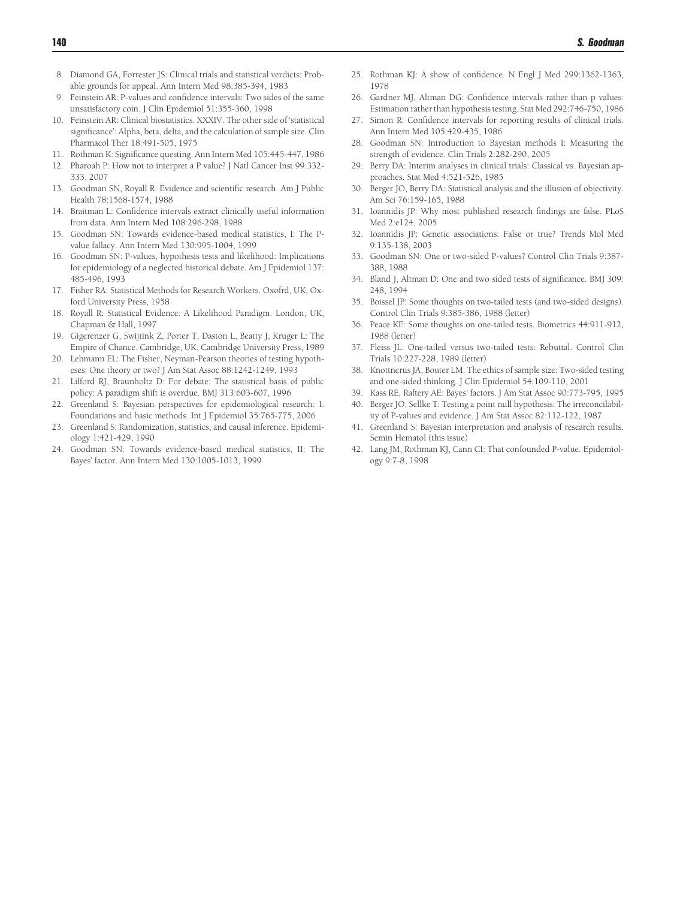8. Diamond GA, Forrester JS: Clinical trials and statistical verdicts: Probable grounds for appeal. Ann Intern Med 98:385-394, 1983
9. Feinstein AR: P-values and confidence intervals: Two sides of the same unsatisfactory coin. J Clin Epidemiol 51:355-360, 1998
10. Feinstein AR: Clinical biostatistics. XXXIV. The other side of 'statistical significance': Alpha, beta, delta, and the calculation of sample size. Clin Pharmacol Ther 18:491-505, 1975
11. Rothman K: Significance questing. Ann Intern Med 105:445-447, 1986
12. Pharoah P: How not to interpret a P value? J Natl Cancer Inst 99:332-333, 2007
13. Goodman SN, Royall R: Evidence and scientific research. Am J Public Health 78:1568-1574, 1988
14. Braitman L: Confidence intervals extract clinically useful information from data. Ann Intern Med 108:296-298, 1988
15. Goodman SN: Towards evidence-based medical statistics, I: The P-value fallacy. Ann Intern Med 130:995-1004, 1999
16. Goodman SN: P-values, hypothesis tests and likelihood: Implications for epidemiology of a neglected historical debate. Am J Epidemiol 137: 485-496, 1993
17. Fisher RA: Statistical Methods for Research Workers. Oxofrd, UK, Oxford University Press, 1958
18. Royall R: Statistical Evidence: A Likelihood Paradigm. London, UK, Chapman & Hall, 1997
19. Gigerenzer G, Swijtink Z, Porter T, Daston L, Beatty J, Kruger L: The Empire of Chance. Cambridge, UK, Cambridge University Press, 1989
20. Lehmann EL: The Fisher, Neyman-Pearson theories of testing hypotheses: One theory or two? J Am Stat Assoc 88:1242-1249, 1993
21. Lilford RJ, Braunholtz D: For debate: The statistical basis of public policy: A paradigm shift is overdue. BMJ 313:603-607, 1996
22. Greenland S: Bayesian perspectives for epidemiological research: I. Foundations and basic methods. Int J Epidemiol 35:765-775, 2006
23. Greenland S: Randomization, statistics, and causal inference. Epidemiology 1:421-429, 1990
24. Goodman SN: Towards evidence-based medical statistics, II: The Bayes' factor. Ann Intern Med 130:1005-1013, 1999
25. Rothman KJ: A show of confidence. N Engl J Med 299:1362-1363, 1978
26. Gardner MJ, Altman DG: Confidence intervals rather than p values: Estimation rather than hypothesis testing. Stat Med 292:746-750, 1986
27. Simon R: Confidence intervals for reporting results of clinical trials. Ann Intern Med 105:429-435, 1986
28. Goodman SN: Introduction to Bayesian methods I: Measuring the strength of evidence. Clin Trials 2:282-290, 2005
29. Berry DA: Interim analyses in clinical trials: Classical vs. Bayesian approaches. Stat Med 4:521-526, 1985
30. Berger JO, Berry DA: Statistical analysis and the illusion of objectivity. Am Sci 76:159-165, 1988
31. Ioannidis JP: Why most published research findings are false. PLoS Med 2:e124, 2005
32. Ioannidis JP: Genetic associations: False or true? Trends Mol Med 9:135-138, 2003
33. Goodman SN: One or two-sided P-values? Control Clin Trials 9:387-388, 1988
34. Bland J, Altman D: One and two sided tests of significance. BMJ 309: 248, 1994
35. Boissel JP: Some thoughts on two-tailed tests (and two-sided designs). Control Clin Trials 9:385-386, 1988 (letter)
36. Peace KE: Some thoughts on one-tailed tests. Biometrics 44:911-912, 1988 (letter)
37. Fleiss JL: One-tailed versus two-tailed tests: Rebuttal. Control Clin Trials 10:227-228, 1989 (letter)
38. Knottnerus JA, Bouter LM: The ethics of sample size: Two-sided testing and one-sided thinking. J Clin Epidemiol 54:109-110, 2001
39. Kass RE, Raftery AE: Bayes' factors. J Am Stat Assoc 90:773-795, 1995
40. Berger JO, Sellke T: Testing a point null hypothesis: The irreconcilability of P-values and evidence. J Am Stat Assoc 82:112-122, 1987
41. Greenland S: Bayesian interpretation and analysis of research results. Semin Hematol (this issue)
42. Lang JM, Rothman KJ, Cann CI: That confounded P-value. Epidemiology 9:7-8, 1998